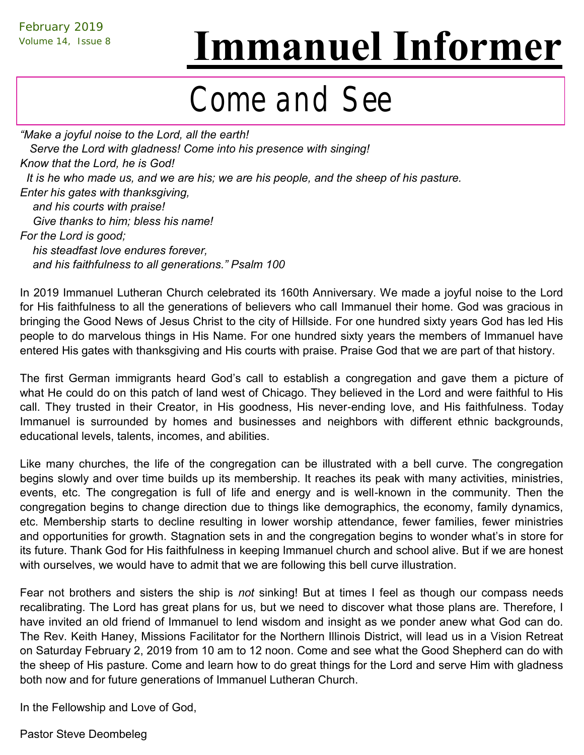February 2019
Volume 14, Issue 8

# Immanuel Informer

## Come and See

*"Make a joyful noise to the Lord, all the earth!*
*Serve the Lord with gladness! Come into his presence with singing!*
*Know that the Lord, he is God!*
*It is he who made us, and we are his; we are his people, and the sheep of his pasture.*
*Enter his gates with thanksgiving,*
*and his courts with praise!*
*Give thanks to him; bless his name!*
*For the Lord is good;*
*his steadfast love endures forever,*
*and his faithfulness to all generations." Psalm 100*

In 2019 Immanuel Lutheran Church celebrated its 160th Anniversary. We made a joyful noise to the Lord for His faithfulness to all the generations of believers who call Immanuel their home. God was gracious in bringing the Good News of Jesus Christ to the city of Hillside. For one hundred sixty years God has led His people to do marvelous things in His Name. For one hundred sixty years the members of Immanuel have entered His gates with thanksgiving and His courts with praise. Praise God that we are part of that history.

The first German immigrants heard God's call to establish a congregation and gave them a picture of what He could do on this patch of land west of Chicago. They believed in the Lord and were faithful to His call. They trusted in their Creator, in His goodness, His never-ending love, and His faithfulness. Today Immanuel is surrounded by homes and businesses and neighbors with different ethnic backgrounds, educational levels, talents, incomes, and abilities.

Like many churches, the life of the congregation can be illustrated with a bell curve. The congregation begins slowly and over time builds up its membership. It reaches its peak with many activities, ministries, events, etc. The congregation is full of life and energy and is well-known in the community. Then the congregation begins to change direction due to things like demographics, the economy, family dynamics, etc. Membership starts to decline resulting in lower worship attendance, fewer families, fewer ministries and opportunities for growth. Stagnation sets in and the congregation begins to wonder what's in store for its future. Thank God for His faithfulness in keeping Immanuel church and school alive. But if we are honest with ourselves, we would have to admit that we are following this bell curve illustration.

Fear not brothers and sisters the ship is *not* sinking! But at times I feel as though our compass needs recalibrating. The Lord has great plans for us, but we need to discover what those plans are. Therefore, I have invited an old friend of Immanuel to lend wisdom and insight as we ponder anew what God can do. The Rev. Keith Haney, Missions Facilitator for the Northern Illinois District, will lead us in a Vision Retreat on Saturday February 2, 2019 from 10 am to 12 noon. Come and see what the Good Shepherd can do with the sheep of His pasture. Come and learn how to do great things for the Lord and serve Him with gladness both now and for future generations of Immanuel Lutheran Church.

In the Fellowship and Love of God,

Pastor Steve Deombeleg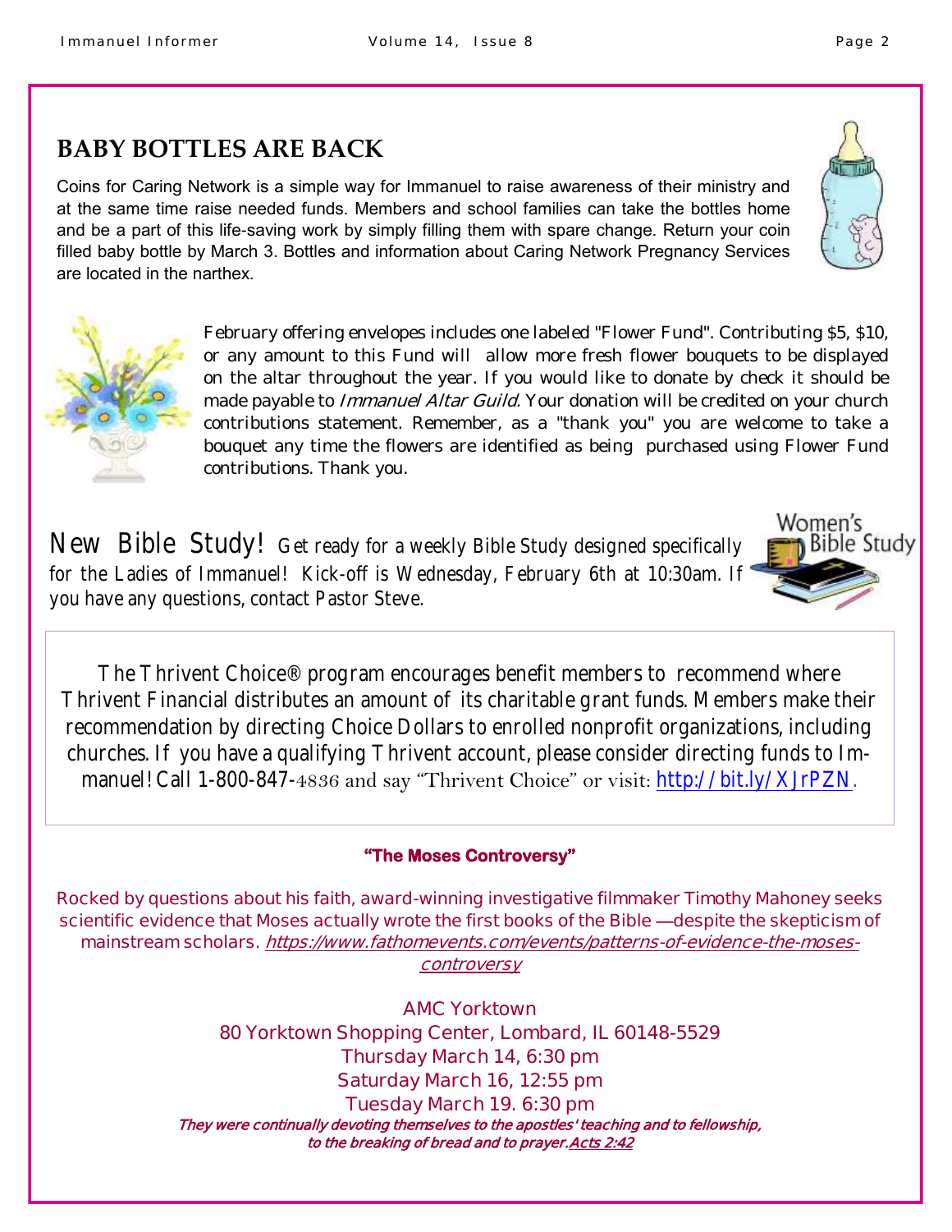## BABY BOTTLES ARE BACK

Coins for Caring Network is a simple way for Immanuel to raise awareness of their ministry and at the same time raise needed funds. Members and school families can take the bottles home and be a part of this life-saving work by simply filling them with spare change. Return your coin filled baby bottle by March 3. Bottles and information about Caring Network Pregnancy Services are located in the narthex.

February offering envelopes includes one labeled "Flower Fund". Contributing $5, $10, or any amount to this Fund will allow more fresh flower bouquets to be displayed on the altar throughout the year. If you would like to donate by check it should be made payable to *Immanuel Altar Guild.* Your donation will be credited on your church contributions statement. Remember, as a "thank you" you are welcome to take a bouquet any time the flowers are identified as being purchased using Flower Fund contributions. Thank you.

New Bible Study! Get ready for a weekly Bible Study designed specifically for the Ladies of Immanuel! Kick-off is Wednesday, February 6th at 10:30am. If you have any questions, contact Pastor Steve.

The Thrivent Choice® program encourages benefit members to recommend where Thrivent Financial distributes an amount of its charitable grant funds. Members make their recommendation by directing Choice Dollars to enrolled nonprofit organizations, including churches. If you have a qualifying Thrivent account, please consider directing funds to Immanuel! Call 1-800-847-4836 and say "Thrivent Choice" or visit: http://bit.ly/XJrPZN.

**"The Moses Controversy"**

Rocked by questions about his faith, award-winning investigative filmmaker Timothy Mahoney seeks scientific evidence that Moses actually wrote the first books of the Bible —despite the skepticism of mainstream scholars. *https://www.fathomevents.com/events/patterns-of-evidence-the-moses-controversy*

AMC Yorktown
80 Yorktown Shopping Center, Lombard, IL 60148-5529
Thursday March 14, 6:30 pm
Saturday March 16, 12:55 pm
Tuesday March 19. 6:30 pm

***They were continually devoting themselves to the apostles' teaching and to fellowship, to the breaking of bread and to prayer. Acts 2:42***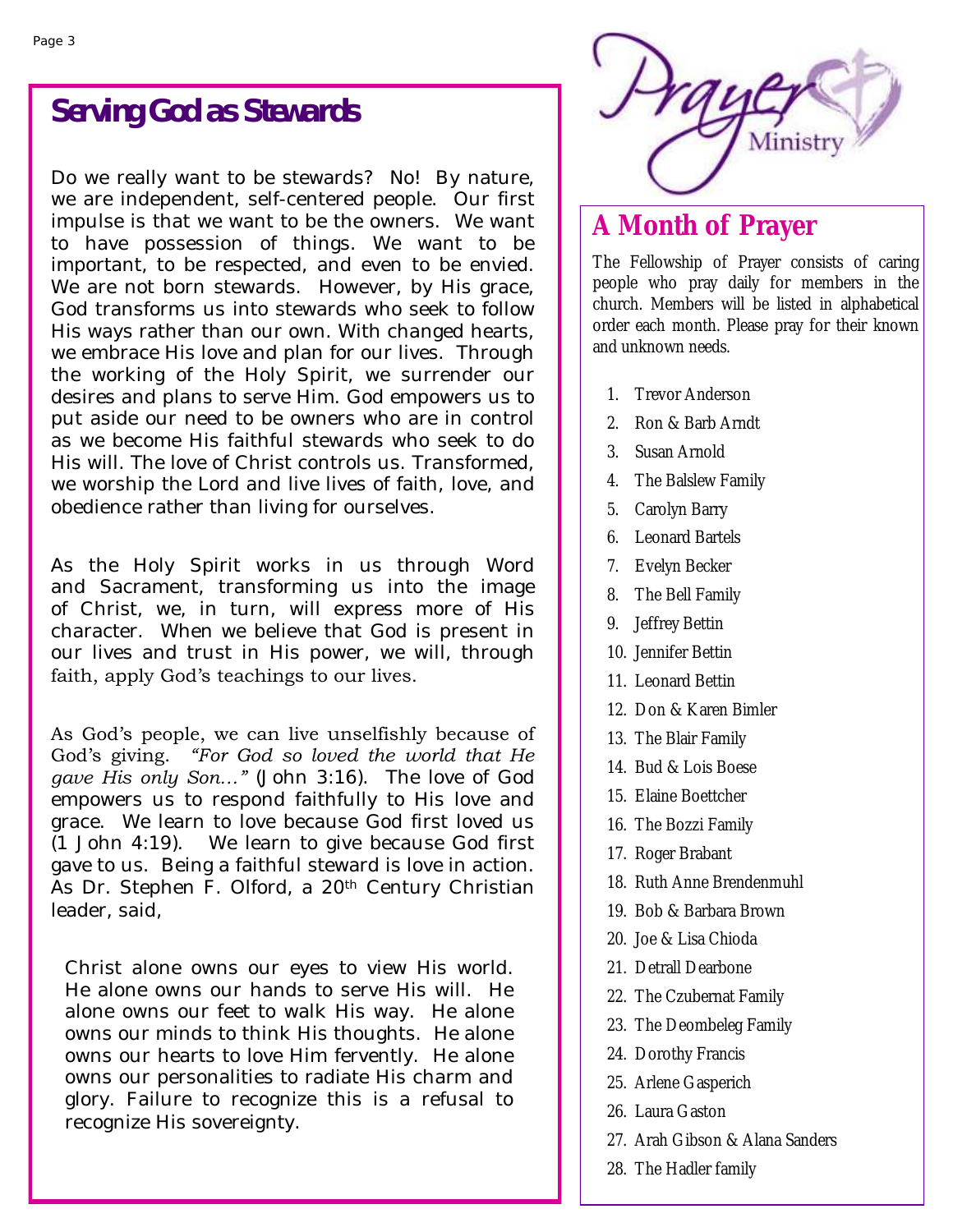## Serving God as Stewards

Do we really want to be stewards? No! By nature, we are independent, self-centered people. Our first impulse is that we want to be the owners. We want to have possession of things. We want to be important, to be respected, and even to be envied. We are not born stewards. However, by His grace, God transforms us into stewards who seek to follow His ways rather than our own. With changed hearts, we embrace His love and plan for our lives. Through the working of the Holy Spirit, we surrender our desires and plans to serve Him. God empowers us to put aside our need to be owners who are in control as we become His faithful stewards who seek to do His will. The love of Christ controls us. Transformed, we worship the Lord and live lives of faith, love, and obedience rather than living for ourselves.

As the Holy Spirit works in us through Word and Sacrament, transforming us into the image of Christ, we, in turn, will express more of His character. When we believe that God is present in our lives and trust in His power, we will, through faith, apply God's teachings to our lives.

As God's people, we can live unselfishly because of God's giving. *"For God so loved the world that He gave His only Son…"* (John 3:16). The love of God empowers us to respond faithfully to His love and grace. We learn to love because God first loved us (1 John 4:19). We learn to give because God first gave to us. Being a faithful steward is love in action. As Dr. Stephen F. Olford, a 20th Century Christian leader, said,

> Christ alone owns our eyes to view His world. He alone owns our hands to serve His will. He alone owns our feet to walk His way. He alone owns our minds to think His thoughts. He alone owns our hearts to love Him fervently. He alone owns our personalities to radiate His charm and glory. Failure to recognize this is a refusal to recognize His sovereignty.

Prayer Ministry

## A Month of Prayer

The Fellowship of Prayer consists of caring people who pray daily for members in the church. Members will be listed in alphabetical order each month. Please pray for their known and unknown needs.

1. Trevor Anderson
2. Ron & Barb Arndt
3. Susan Arnold
4. The Balslew Family
5. Carolyn Barry
6. Leonard Bartels
7. Evelyn Becker
8. The Bell Family
9. Jeffrey Bettin
10. Jennifer Bettin
11. Leonard Bettin
12. Don & Karen Bimler
13. The Blair Family
14. Bud & Lois Boese
15. Elaine Boettcher
16. The Bozzi Family
17. Roger Brabant
18. Ruth Anne Brendenmuhl
19. Bob & Barbara Brown
20. Joe & Lisa Chioda
21. Detrall Dearbone
22. The Czubernat Family
23. The Deombeleg Family
24. Dorothy Francis
25. Arlene Gasperich
26. Laura Gaston
27. Arah Gibson & Alana Sanders
28. The Hadler family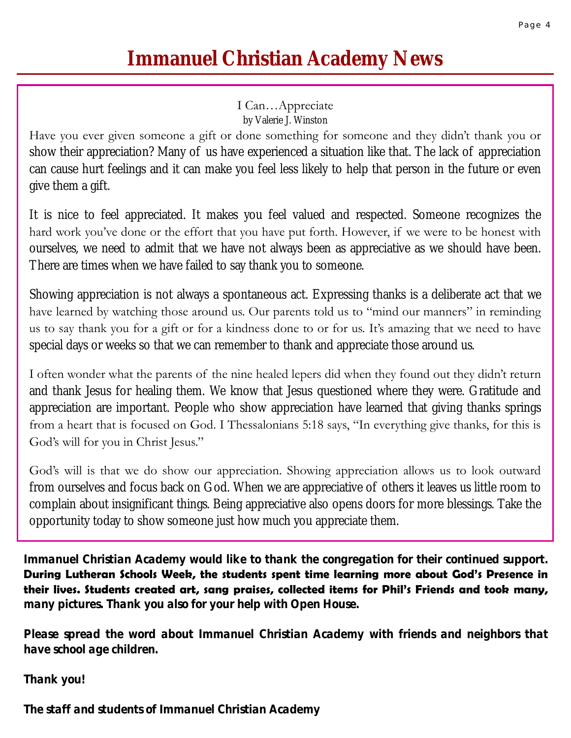# Immanuel Christian Academy News

## I Can…Appreciate

by Valerie J. Winston

Have you ever given someone a gift or done something for someone and they didn't thank you or show their appreciation? Many of us have experienced a situation like that. The lack of appreciation can cause hurt feelings and it can make you feel less likely to help that person in the future or even give them a gift.

It is nice to feel appreciated. It makes you feel valued and respected. Someone recognizes the hard work you've done or the effort that you have put forth. However, if we were to be honest with ourselves, we need to admit that we have not always been as appreciative as we should have been. There are times when we have failed to say thank you to someone.

Showing appreciation is not always a spontaneous act. Expressing thanks is a deliberate act that we have learned by watching those around us. Our parents told us to "mind our manners" in reminding us to say thank you for a gift or for a kindness done to or for us. It's amazing that we need to have special days or weeks so that we can remember to thank and appreciate those around us.

I often wonder what the parents of the nine healed lepers did when they found out they didn't return and thank Jesus for healing them. We know that Jesus questioned where they were. Gratitude and appreciation are important. People who show appreciation have learned that giving thanks springs from a heart that is focused on God. I Thessalonians 5:18 says, "In everything give thanks, for this is God's will for you in Christ Jesus."

God's will is that we do show our appreciation. Showing appreciation allows us to look outward from ourselves and focus back on God. When we are appreciative of others it leaves us little room to complain about insignificant things. Being appreciative also opens doors for more blessings. Take the opportunity today to show someone just how much you appreciate them.

**Immanuel Christian Academy would like to thank the congregation for their continued support. During Lutheran Schools Week, the students spent time learning more about God's Presence in their lives. Students created art, sang praises, collected items for Phil's Friends and took many, many pictures. Thank you also for your help with Open House.**

**Please spread the word about Immanuel Christian Academy with friends and neighbors that have school age children.**

**Thank you!**

**The staff and students of Immanuel Christian Academy**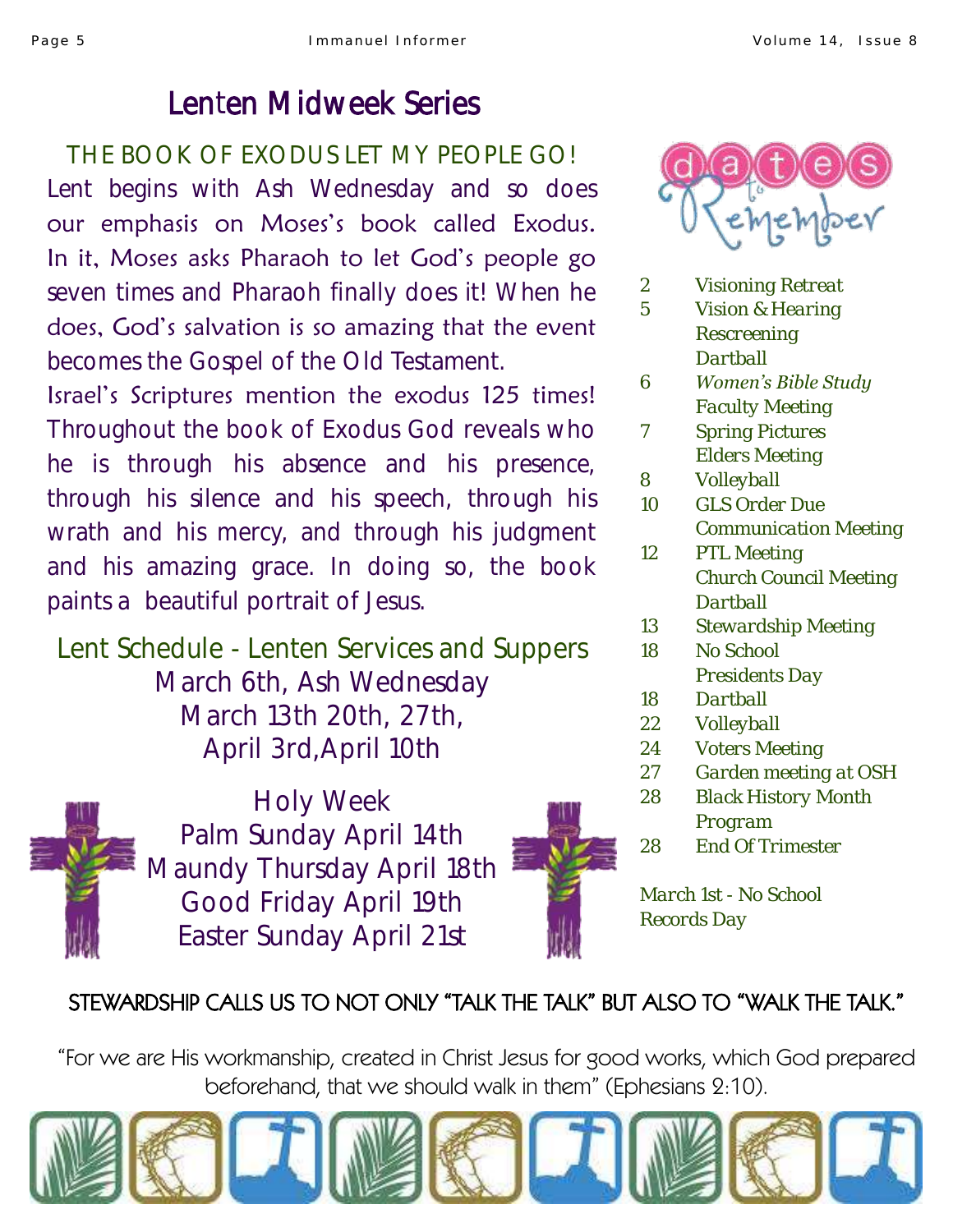# Lenten Midweek Series

## THE BOOK OF EXODUS LET MY PEOPLE GO!

Lent begins with Ash Wednesday and so does our emphasis on Moses's book called Exodus. In it, Moses asks Pharaoh to let God's people go seven times and Pharaoh finally does it! When he does, God's salvation is so amazing that the event becomes the Gospel of the Old Testament.

Israel's Scriptures mention the exodus 125 times! Throughout the book of Exodus God reveals who he is through his absence and his presence, through his silence and his speech, through his wrath and his mercy, and through his judgment and his amazing grace. In doing so, the book paints a beautiful portrait of Jesus.

## Lent Schedule - Lenten Services and Suppers

March 6th, Ash Wednesday
March 13th 20th, 27th,
April 3rd,April 10th

### Holy Week

Palm Sunday April 14th
Maundy Thursday April 18th
Good Friday April 19th
Easter Sunday April 21st

## Dates to Remember

| | |
|---|---|
| 2 | Visioning Retreat |
| 5 | Vision & Hearing Rescreening<br>Dartball |
| 6 | *Women's Bible Study*<br>Faculty Meeting |
| 7 | Spring Pictures<br>Elders Meeting |
| 8 | Volleyball |
| 10 | GLS Order Due<br>Communication Meeting |
| 12 | PTL Meeting<br>Church Council Meeting<br>Dartball |
| 13 | Stewardship Meeting |
| 18 | No School<br>Presidents Day |
| 18 | Dartball |
| 22 | Volleyball |
| 24 | Voters Meeting |
| 27 | Garden meeting at OSH |
| 28 | Black History Month Program |
| 28 | End Of Trimester |

*March 1st - No School Records Day*

## STEWARDSHIP CALLS US TO NOT ONLY "TALK THE TALK" BUT ALSO TO "WALK THE TALK."

"For we are His workmanship, created in Christ Jesus for good works, which God prepared beforehand, that we should walk in them" (Ephesians 2:10).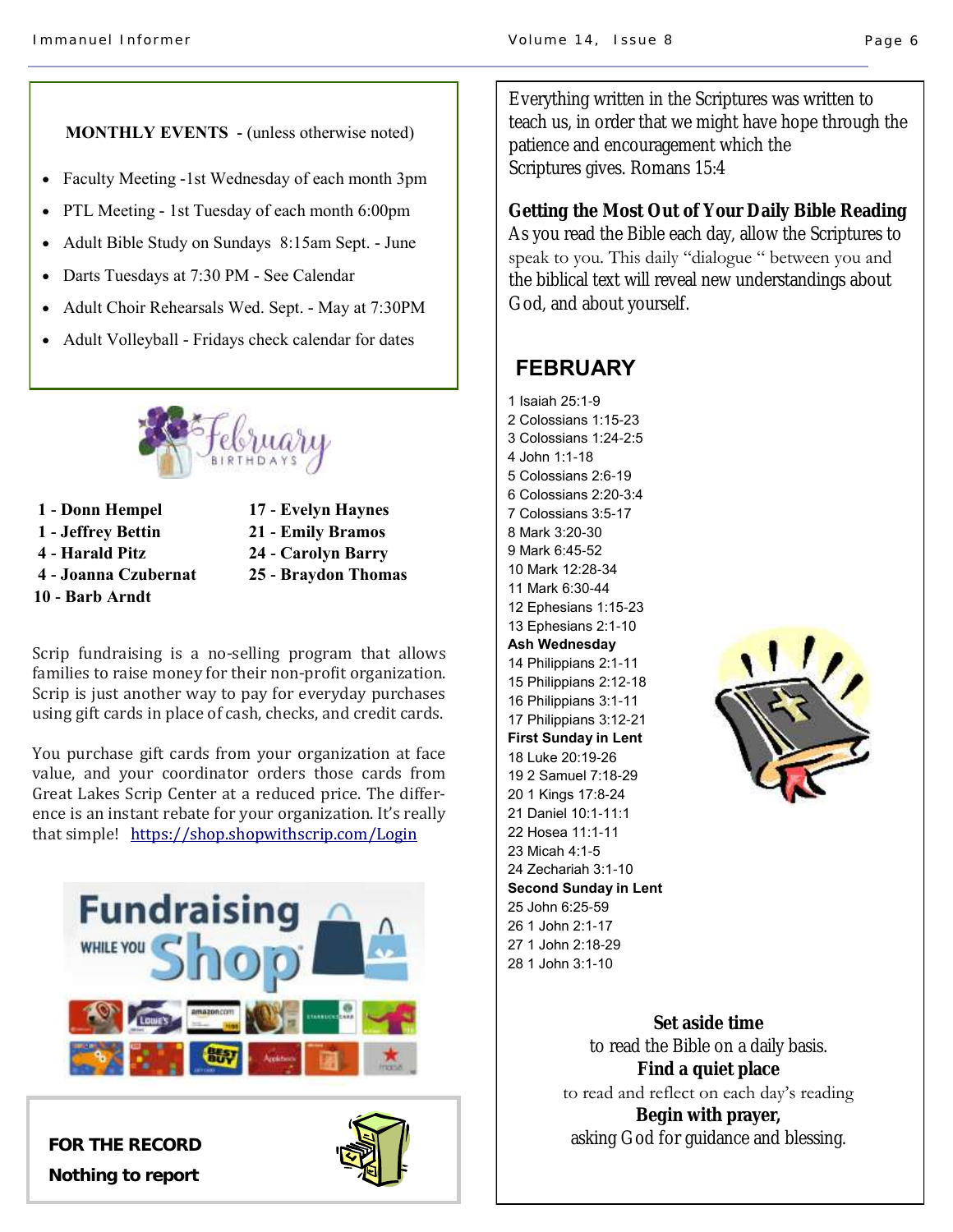**MONTHLY EVENTS** - (unless otherwise noted)

- Faculty Meeting -1st Wednesday of each month 3pm
- PTL Meeting - 1st Tuesday of each month 6:00pm
- Adult Bible Study on Sundays 8:15am Sept. - June
- Darts Tuesdays at 7:30 PM - See Calendar
- Adult Choir Rehearsals Wed. Sept. - May at 7:30PM
- Adult Volleyball - Fridays check calendar for dates

## February Birthdays

**1 - Donn Hempel**
**1 - Jeffrey Bettin**
**4 - Harald Pitz**
**4 - Joanna Czubernat**
**10 - Barb Arndt**
**17 - Evelyn Haynes**
**21 - Emily Bramos**
**24 - Carolyn Barry**
**25 - Braydon Thomas**

Scrip fundraising is a no-selling program that allows families to raise money for their non-profit organization. Scrip is just another way to pay for everyday purchases using gift cards in place of cash, checks, and credit cards.

You purchase gift cards from your organization at face value, and your coordinator orders those cards from Great Lakes Scrip Center at a reduced price. The difference is an instant rebate for your organization. It's really that simple! https://shop.shopwithscrip.com/Login

**Fundraising WHILE YOU Shop**

**FOR THE RECORD**

**Nothing to report**

Everything written in the Scriptures was written to teach us, in order that we might have hope through the patience and encouragement which the Scriptures gives. Romans 15:4

**Getting the Most Out of Your Daily Bible Reading**

As you read the Bible each day, allow the Scriptures to speak to you. This daily "dialogue " between you and the biblical text will reveal new understandings about God, and about yourself.

## FEBRUARY

1 Isaiah 25:1-9
2 Colossians 1:15-23
3 Colossians 1:24-2:5
4 John 1:1-18
5 Colossians 2:6-19
6 Colossians 2:20-3:4
7 Colossians 3:5-17
8 Mark 3:20-30
9 Mark 6:45-52
10 Mark 12:28-34
11 Mark 6:30-44
12 Ephesians 1:15-23
13 Ephesians 2:1-10
**Ash Wednesday**
14 Philippians 2:1-11
15 Philippians 2:12-18
16 Philippians 3:1-11
17 Philippians 3:12-21
**First Sunday in Lent**
18 Luke 20:19-26
19 2 Samuel 7:18-29
20 1 Kings 17:8-24
21 Daniel 10:1-11:1
22 Hosea 11:1-11
23 Micah 4:1-5
24 Zechariah 3:1-10
**Second Sunday in Lent**
25 John 6:25-59
26 1 John 2:1-17
27 1 John 2:18-29
28 1 John 3:1-10

**Set aside time**
to read the Bible on a daily basis.
**Find a quiet place**
to read and reflect on each day's reading
**Begin with prayer,**
asking God for guidance and blessing.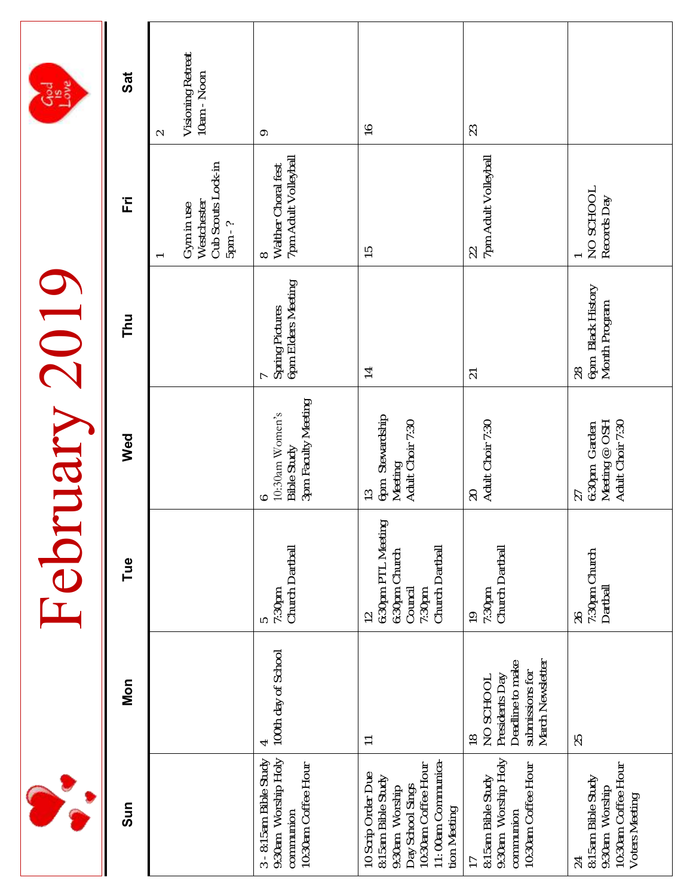# February 2019

| Sun | Mon | Tue | Wed | Thu | Fri | Sat |
|---|---|---|---|---|---|---|
| | | | | | 1<br>Gym in use<br>Westchester<br>Cub Scouts Lock-in<br>5pm - ? | 2<br>Visioning Retreat<br>10am - Noon |
| 3 - 8:15am Bible Study<br>9:30am Worship Holy communion<br>10:30am Coffee Hour | 4<br>100th day of School | 5<br>7:30pm<br>Church Dartball | 6<br>10:30am Women's Bible Study<br>3pm Faculty Meeting | 7<br>Spring Pictures<br>6pm Elders Meeting | 8<br>Walther Choral fest<br>7pm Adult Volleyball | 9 |
| 10 Scrip Order Due<br>8:15am Bible Study<br>9:30am Worship<br>Day School Sings<br>10:30am Coffee Hour<br>11:00am Communication Meeting | 11 | 12<br>6:30pm PTL Meeting<br>6:30pm Church Council<br>7:30pm<br>Church Dartball | 13<br>6pm Stewardship Meeting<br>Adult Choir 7:30 | 14 | 15 | 16 |
| 17<br>8:15am Bible Study<br>9:30am Worship Holy communion<br>10:30am Coffee Hour | 18<br>NO SCHOOL<br>Presidents Day<br>Deadline to make submissions for March Newsletter | 19<br>7:30pm<br>Church Dartball | 20<br>Adult Choir 7:30 | 21 | 22<br>7pm Adult Volleyball | 23 |
| 24<br>8:15am Bible Study<br>9:30am Worship<br>10:30am Coffee Hour<br>Voters Meeting | 25 | 26<br>7:30pm Church Dartball | 27<br>6:30pm Garden Meeting @ OSH<br>Adult Choir 7:30 | 28<br>6pm Black History Month Program | 1<br>NO SCHOOL<br>Records Day | |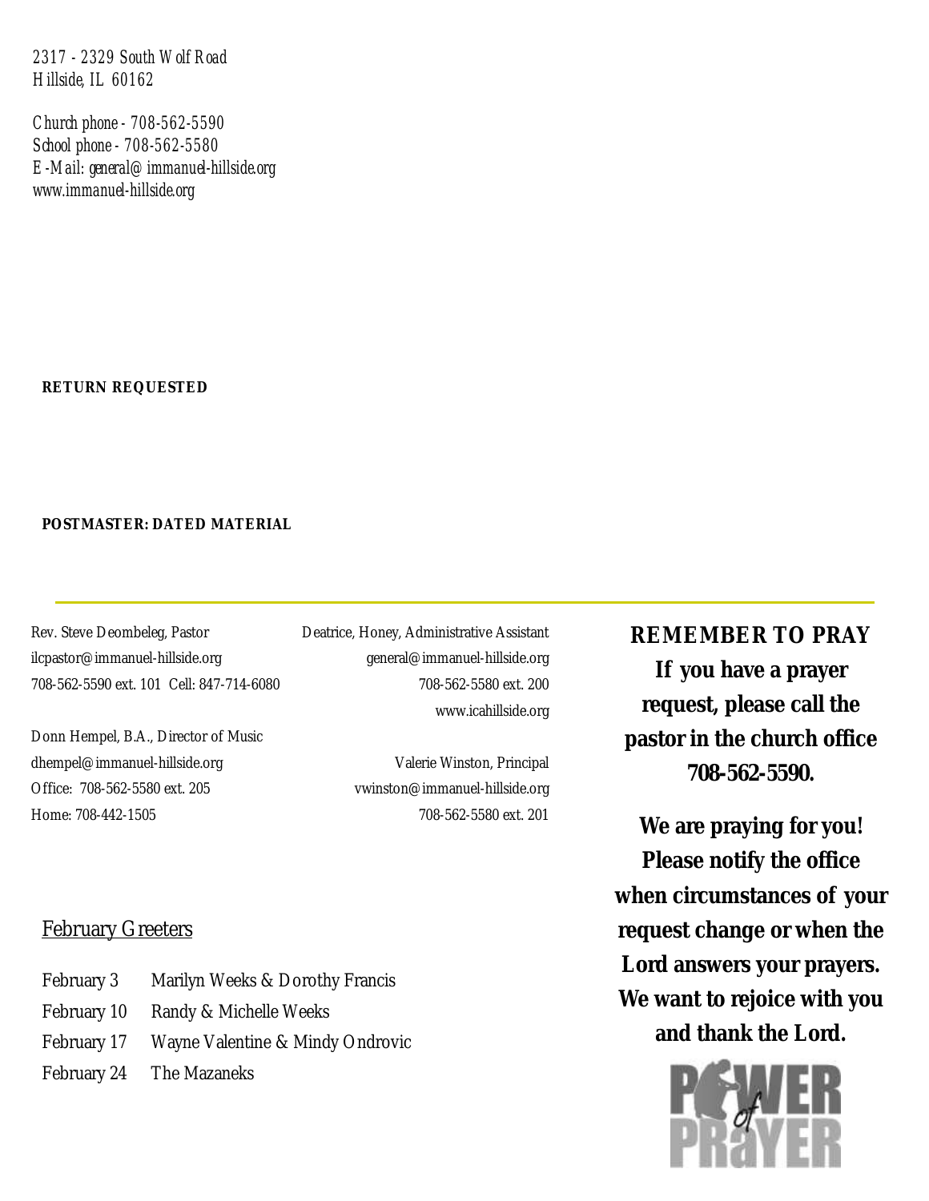2317 - 2329 South Wolf Road
Hillside, IL 60162

Church phone - 708-562-5590
School phone - 708-562-5580
E-Mail: general@immanuel-hillside.org
www.immanuel-hillside.org

**RETURN REQUESTED**

**POSTMASTER: DATED MATERIAL**

---

Rev. Steve Deombeleg, Pastor
ilcpastor@immanuel-hillside.org
708-562-5590 ext. 101 Cell: 847-714-6080

Donn Hempel, B.A., Director of Music
dhempel@immanuel-hillside.org
Office: 708-562-5580 ext. 205
Home: 708-442-1505

Deatrice, Honey, Administrative Assistant
general@immanuel-hillside.org
708-562-5580 ext. 200
www.icahillside.org

Valerie Winston, Principal
vwinston@immanuel-hillside.org
708-562-5580 ext. 201

## February Greeters

| | |
|---|---|
| February 3 | Marilyn Weeks & Dorothy Francis |
| February 10 | Randy & Michelle Weeks |
| February 17 | Wayne Valentine & Mindy Ondrovic |
| February 24 | The Mazaneks |

**REMEMBER TO PRAY**

**If you have a prayer request, please call the pastor in the church office 708-562-5590.**

**We are praying for you! Please notify the office when circumstances of your request change or when the Lord answers your prayers. We want to rejoice with you and thank the Lord.**

POWER of PRAYER